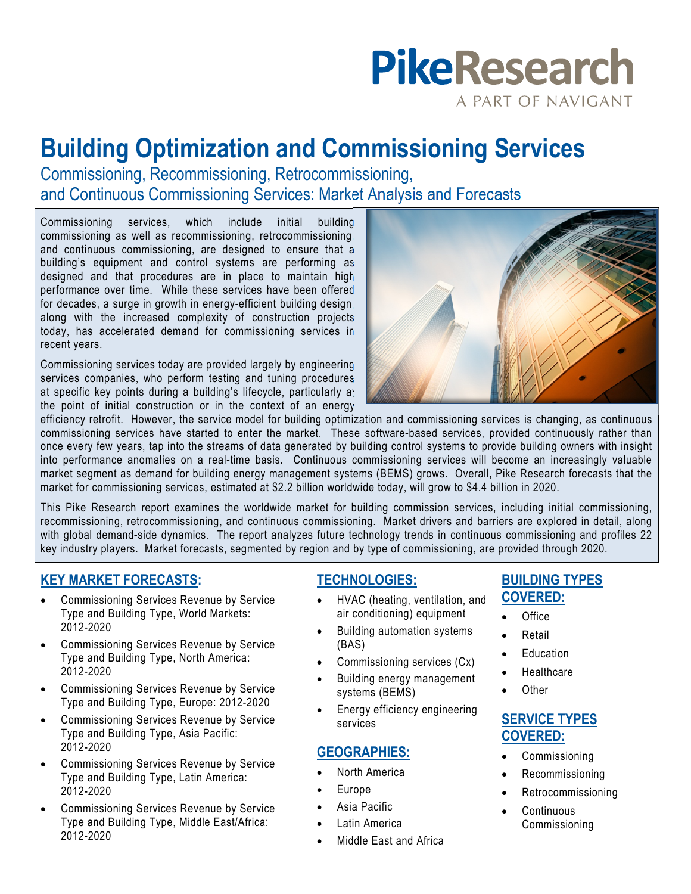PikeResearch
A PART OF NAVIGANT

# Building Optimization and Commissioning Services

## Commissioning, Recommissioning, Retrocommissioning, and Continuous Commissioning Services: Market Analysis and Forecasts

Commissioning services, which include initial building commissioning as well as recommissioning, retrocommissioning, and continuous commissioning, are designed to ensure that a building's equipment and control systems are performing as designed and that procedures are in place to maintain high performance over time. While these services have been offered for decades, a surge in growth in energy-efficient building design, along with the increased complexity of construction projects today, has accelerated demand for commissioning services in recent years.

Commissioning services today are provided largely by engineering services companies, who perform testing and tuning procedures at specific key points during a building's lifecycle, particularly at the point of initial construction or in the context of an energy efficiency retrofit. However, the service model for building optimization and commissioning services is changing, as continuous commissioning services have started to enter the market. These software-based services, provided continuously rather than once every few years, tap into the streams of data generated by building control systems to provide building owners with insight into performance anomalies on a real-time basis. Continuous commissioning services will become an increasingly valuable market segment as demand for building energy management systems (BEMS) grows. Overall, Pike Research forecasts that the market for commissioning services, estimated at $2.2 billion worldwide today, will grow to $4.4 billion in 2020.

This Pike Research report examines the worldwide market for building commission services, including initial commissioning, recommissioning, retrocommissioning, and continuous commissioning. Market drivers and barriers are explored in detail, along with global demand-side dynamics. The report analyzes future technology trends in continuous commissioning and profiles 22 key industry players. Market forecasts, segmented by region and by type of commissioning, are provided through 2020.

### KEY MARKET FORECASTS:

- Commissioning Services Revenue by Service Type and Building Type, World Markets: 2012-2020
- Commissioning Services Revenue by Service Type and Building Type, North America: 2012-2020
- Commissioning Services Revenue by Service Type and Building Type, Europe: 2012-2020
- Commissioning Services Revenue by Service Type and Building Type, Asia Pacific: 2012-2020
- Commissioning Services Revenue by Service Type and Building Type, Latin America: 2012-2020
- Commissioning Services Revenue by Service Type and Building Type, Middle East/Africa: 2012-2020

### TECHNOLOGIES:

- HVAC (heating, ventilation, and air conditioning) equipment
- Building automation systems (BAS)
- Commissioning services (Cx)
- Building energy management systems (BEMS)
- Energy efficiency engineering services

### GEOGRAPHIES:

- North America
- Europe
- Asia Pacific
- Latin America
- Middle East and Africa

### BUILDING TYPES COVERED:

- Office
- Retail
- Education
- Healthcare
- Other

### SERVICE TYPES COVERED:

- Commissioning
- Recommissioning
- Retrocommissioning
- Continuous Commissioning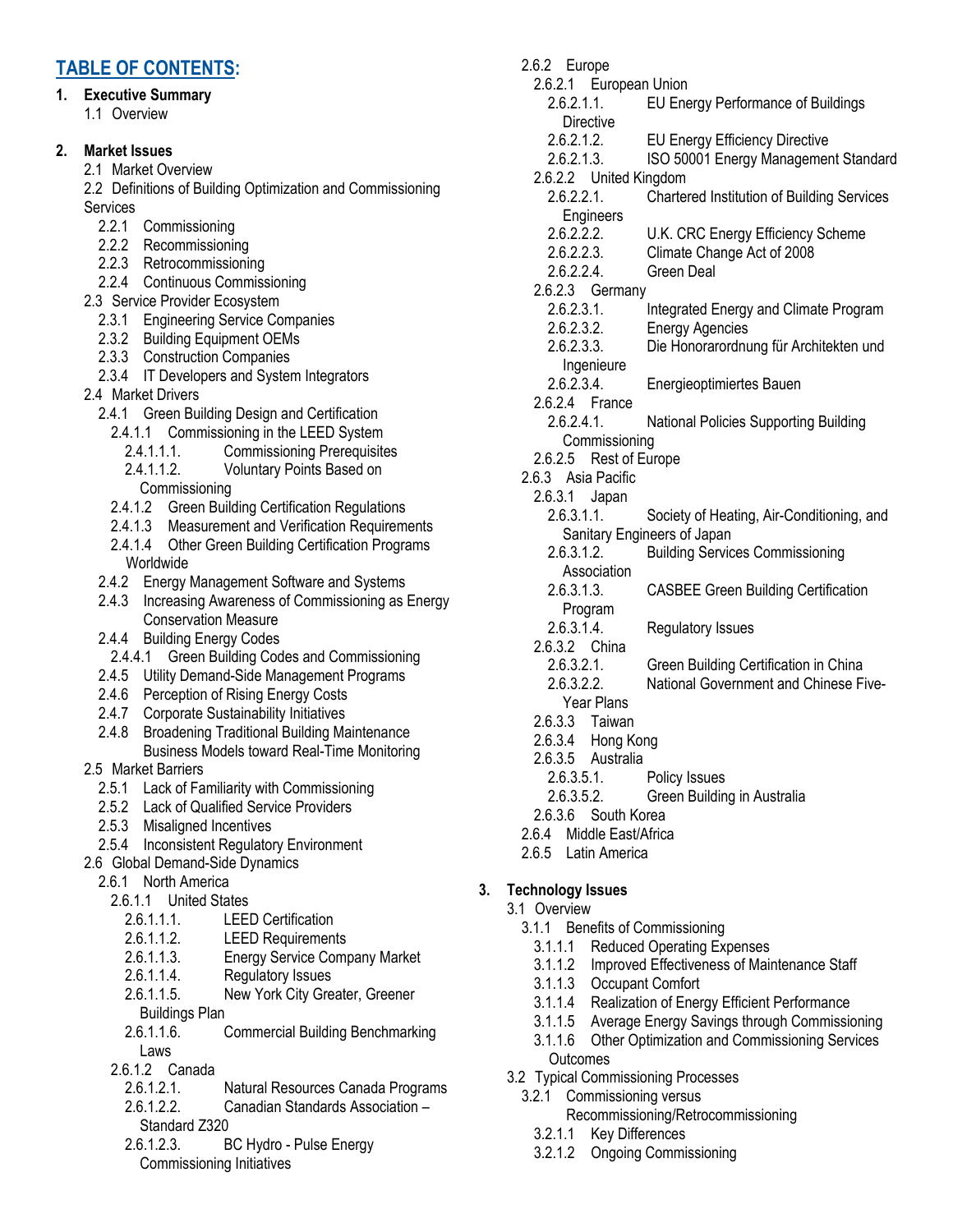## TABLE OF CONTENTS:

1. **Executive Summary**
   - 1.1 Overview

2. **Market Issues**
   - 2.1 Market Overview
   - 2.2 Definitions of Building Optimization and Commissioning Services
     - 2.2.1 Commissioning
     - 2.2.2 Recommissioning
     - 2.2.3 Retrocommissioning
     - 2.2.4 Continuous Commissioning
   - 2.3 Service Provider Ecosystem
     - 2.3.1 Engineering Service Companies
     - 2.3.2 Building Equipment OEMs
     - 2.3.3 Construction Companies
     - 2.3.4 IT Developers and System Integrators
   - 2.4 Market Drivers
     - 2.4.1 Green Building Design and Certification
       - 2.4.1.1 Commissioning in the LEED System
         - 2.4.1.1.1. Commissioning Prerequisites
         - 2.4.1.1.2. Voluntary Points Based on Commissioning
       - 2.4.1.2 Green Building Certification Regulations
       - 2.4.1.3 Measurement and Verification Requirements
       - 2.4.1.4 Other Green Building Certification Programs Worldwide
     - 2.4.2 Energy Management Software and Systems
     - 2.4.3 Increasing Awareness of Commissioning as Energy Conservation Measure
     - 2.4.4 Building Energy Codes
       - 2.4.4.1 Green Building Codes and Commissioning
     - 2.4.5 Utility Demand-Side Management Programs
     - 2.4.6 Perception of Rising Energy Costs
     - 2.4.7 Corporate Sustainability Initiatives
     - 2.4.8 Broadening Traditional Building Maintenance Business Models toward Real-Time Monitoring
   - 2.5 Market Barriers
     - 2.5.1 Lack of Familiarity with Commissioning
     - 2.5.2 Lack of Qualified Service Providers
     - 2.5.3 Misaligned Incentives
     - 2.5.4 Inconsistent Regulatory Environment
   - 2.6 Global Demand-Side Dynamics
     - 2.6.1 North America
       - 2.6.1.1 United States
         - 2.6.1.1.1. LEED Certification
         - 2.6.1.1.2. LEED Requirements
         - 2.6.1.1.3. Energy Service Company Market
         - 2.6.1.1.4. Regulatory Issues
         - 2.6.1.1.5. New York City Greater, Greener Buildings Plan
         - 2.6.1.1.6. Commercial Building Benchmarking Laws
       - 2.6.1.2 Canada
         - 2.6.1.2.1. Natural Resources Canada Programs
         - 2.6.1.2.2. Canadian Standards Association – Standard Z320
         - 2.6.1.2.3. BC Hydro - Pulse Energy Commissioning Initiatives
     - 2.6.2 Europe
       - 2.6.2.1 European Union
         - 2.6.2.1.1. EU Energy Performance of Buildings Directive
         - 2.6.2.1.2. EU Energy Efficiency Directive
         - 2.6.2.1.3. ISO 50001 Energy Management Standard
       - 2.6.2.2 United Kingdom
         - 2.6.2.2.1. Chartered Institution of Building Services Engineers
         - 2.6.2.2.2. U.K. CRC Energy Efficiency Scheme
         - 2.6.2.2.3. Climate Change Act of 2008
         - 2.6.2.2.4. Green Deal
       - 2.6.2.3 Germany
         - 2.6.2.3.1. Integrated Energy and Climate Program
         - 2.6.2.3.2. Energy Agencies
         - 2.6.2.3.3. Die Honorarordnung für Architekten und Ingenieure
         - 2.6.2.3.4. Energieoptimiertes Bauen
       - 2.6.2.4 France
         - 2.6.2.4.1. National Policies Supporting Building Commissioning
       - 2.6.2.5 Rest of Europe
     - 2.6.3 Asia Pacific
       - 2.6.3.1 Japan
         - 2.6.3.1.1. Society of Heating, Air-Conditioning, and Sanitary Engineers of Japan
         - 2.6.3.1.2. Building Services Commissioning Association
         - 2.6.3.1.3. CASBEE Green Building Certification Program
         - 2.6.3.1.4. Regulatory Issues
       - 2.6.3.2 China
         - 2.6.3.2.1. Green Building Certification in China
         - 2.6.3.2.2. National Government and Chinese Five-Year Plans
       - 2.6.3.3 Taiwan
       - 2.6.3.4 Hong Kong
       - 2.6.3.5 Australia
         - 2.6.3.5.1. Policy Issues
         - 2.6.3.5.2. Green Building in Australia
       - 2.6.3.6 South Korea
     - 2.6.4 Middle East/Africa
     - 2.6.5 Latin America

3. **Technology Issues**
   - 3.1 Overview
     - 3.1.1 Benefits of Commissioning
       - 3.1.1.1 Reduced Operating Expenses
       - 3.1.1.2 Improved Effectiveness of Maintenance Staff
       - 3.1.1.3 Occupant Comfort
       - 3.1.1.4 Realization of Energy Efficient Performance
       - 3.1.1.5 Average Energy Savings through Commissioning
       - 3.1.1.6 Other Optimization and Commissioning Services Outcomes
   - 3.2 Typical Commissioning Processes
     - 3.2.1 Commissioning versus Recommissioning/Retrocommissioning
       - 3.2.1.1 Key Differences
       - 3.2.1.2 Ongoing Commissioning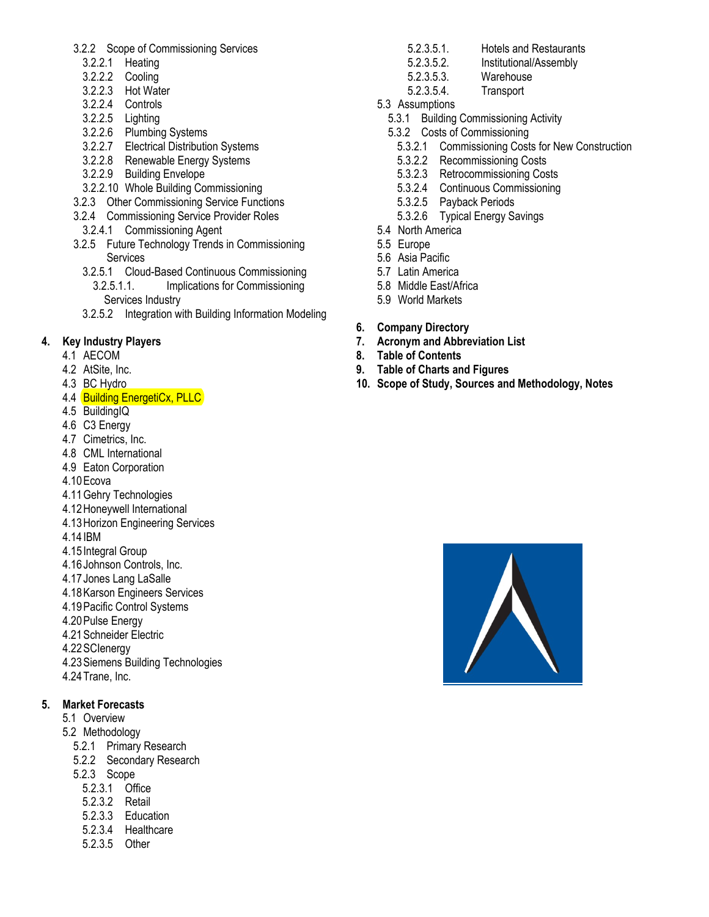- 3.2.2 Scope of Commissioning Services
  - 3.2.2.1 Heating
  - 3.2.2.2 Cooling
  - 3.2.2.3 Hot Water
  - 3.2.2.4 Controls
  - 3.2.2.5 Lighting
  - 3.2.2.6 Plumbing Systems
  - 3.2.2.7 Electrical Distribution Systems
  - 3.2.2.8 Renewable Energy Systems
  - 3.2.2.9 Building Envelope
  - 3.2.2.10 Whole Building Commissioning
- 3.2.3 Other Commissioning Service Functions
- 3.2.4 Commissioning Service Provider Roles
  - 3.2.4.1 Commissioning Agent
- 3.2.5 Future Technology Trends in Commissioning Services
  - 3.2.5.1 Cloud-Based Continuous Commissioning
    - 3.2.5.1.1. Implications for Commissioning Services Industry
  - 3.2.5.2 Integration with Building Information Modeling

**4. Key Industry Players**

- 4.1 AECOM
- 4.2 AtSite, Inc.
- 4.3 BC Hydro
- 4.4 Building EnergetiCx, PLLC
- 4.5 BuildingIQ
- 4.6 C3 Energy
- 4.7 Cimetrics, Inc.
- 4.8 CML International
- 4.9 Eaton Corporation
- 4.10 Ecova
- 4.11 Gehry Technologies
- 4.12 Honeywell International
- 4.13 Horizon Engineering Services
- 4.14 IBM
- 4.15 Integral Group
- 4.16 Johnson Controls, Inc.
- 4.17 Jones Lang LaSalle
- 4.18 Karson Engineers Services
- 4.19 Pacific Control Systems
- 4.20 Pulse Energy
- 4.21 Schneider Electric
- 4.22 SCIenergy
- 4.23 Siemens Building Technologies
- 4.24 Trane, Inc.

**5. Market Forecasts**

- 5.1 Overview
- 5.2 Methodology
  - 5.2.1 Primary Research
  - 5.2.2 Secondary Research
  - 5.2.3 Scope
    - 5.2.3.1 Office
    - 5.2.3.2 Retail
    - 5.2.3.3 Education
    - 5.2.3.4 Healthcare
    - 5.2.3.5 Other
      - 5.2.3.5.1. Hotels and Restaurants
      - 5.2.3.5.2. Institutional/Assembly
      - 5.2.3.5.3. Warehouse
      - 5.2.3.5.4. Transport
- 5.3 Assumptions
  - 5.3.1 Building Commissioning Activity
  - 5.3.2 Costs of Commissioning
    - 5.3.2.1 Commissioning Costs for New Construction
    - 5.3.2.2 Recommissioning Costs
    - 5.3.2.3 Retrocommissioning Costs
    - 5.3.2.4 Continuous Commissioning
    - 5.3.2.5 Payback Periods
    - 5.3.2.6 Typical Energy Savings
- 5.4 North America
- 5.5 Europe
- 5.6 Asia Pacific
- 5.7 Latin America
- 5.8 Middle East/Africa
- 5.9 World Markets

**6. Company Directory**

**7. Acronym and Abbreviation List**

**8. Table of Contents**

**9. Table of Charts and Figures**

**10. Scope of Study, Sources and Methodology, Notes**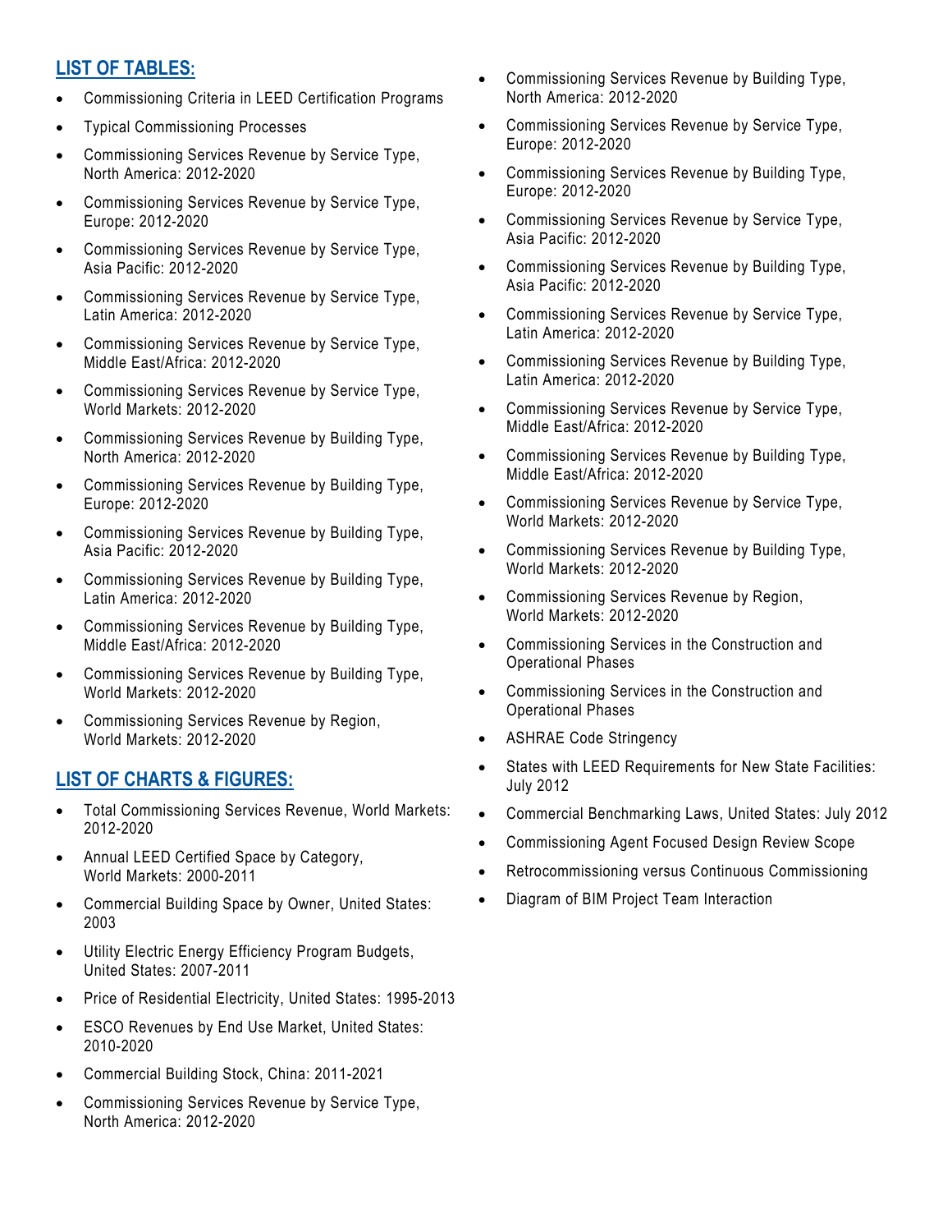## LIST OF TABLES:

- Commissioning Criteria in LEED Certification Programs
- Typical Commissioning Processes
- Commissioning Services Revenue by Service Type, North America: 2012-2020
- Commissioning Services Revenue by Service Type, Europe: 2012-2020
- Commissioning Services Revenue by Service Type, Asia Pacific: 2012-2020
- Commissioning Services Revenue by Service Type, Latin America: 2012-2020
- Commissioning Services Revenue by Service Type, Middle East/Africa: 2012-2020
- Commissioning Services Revenue by Service Type, World Markets: 2012-2020
- Commissioning Services Revenue by Building Type, North America: 2012-2020
- Commissioning Services Revenue by Building Type, Europe: 2012-2020
- Commissioning Services Revenue by Building Type, Asia Pacific: 2012-2020
- Commissioning Services Revenue by Building Type, Latin America: 2012-2020
- Commissioning Services Revenue by Building Type, Middle East/Africa: 2012-2020
- Commissioning Services Revenue by Building Type, World Markets: 2012-2020
- Commissioning Services Revenue by Region, World Markets: 2012-2020

## LIST OF CHARTS & FIGURES:

- Total Commissioning Services Revenue, World Markets: 2012-2020
- Annual LEED Certified Space by Category, World Markets: 2000-2011
- Commercial Building Space by Owner, United States: 2003
- Utility Electric Energy Efficiency Program Budgets, United States: 2007-2011
- Price of Residential Electricity, United States: 1995-2013
- ESCO Revenues by End Use Market, United States: 2010-2020
- Commercial Building Stock, China: 2011-2021
- Commissioning Services Revenue by Service Type, North America: 2012-2020
- Commissioning Services Revenue by Building Type, North America: 2012-2020
- Commissioning Services Revenue by Service Type, Europe: 2012-2020
- Commissioning Services Revenue by Building Type, Europe: 2012-2020
- Commissioning Services Revenue by Service Type, Asia Pacific: 2012-2020
- Commissioning Services Revenue by Building Type, Asia Pacific: 2012-2020
- Commissioning Services Revenue by Service Type, Latin America: 2012-2020
- Commissioning Services Revenue by Building Type, Latin America: 2012-2020
- Commissioning Services Revenue by Service Type, Middle East/Africa: 2012-2020
- Commissioning Services Revenue by Building Type, Middle East/Africa: 2012-2020
- Commissioning Services Revenue by Service Type, World Markets: 2012-2020
- Commissioning Services Revenue by Building Type, World Markets: 2012-2020
- Commissioning Services Revenue by Region, World Markets: 2012-2020
- Commissioning Services in the Construction and Operational Phases
- Commissioning Services in the Construction and Operational Phases
- ASHRAE Code Stringency
- States with LEED Requirements for New State Facilities: July 2012
- Commercial Benchmarking Laws, United States: July 2012
- Commissioning Agent Focused Design Review Scope
- Retrocommissioning versus Continuous Commissioning
- Diagram of BIM Project Team Interaction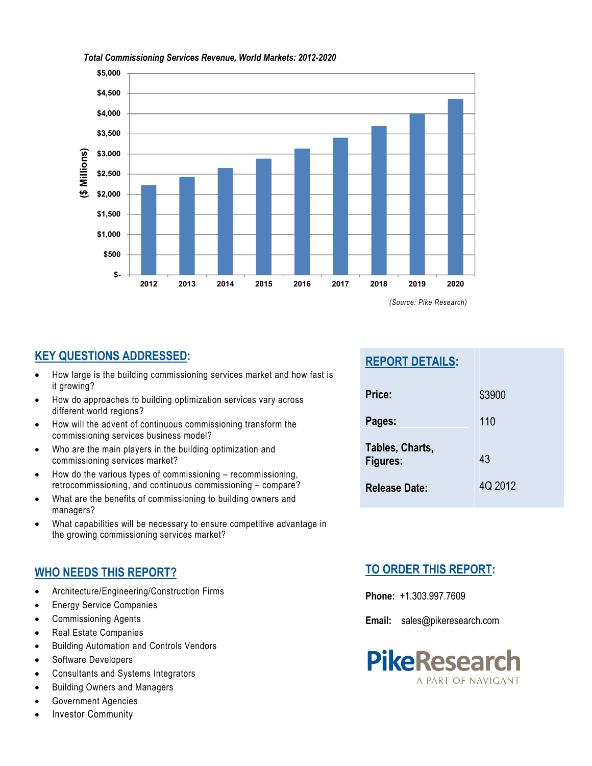*Total Commissioning Services Revenue, World Markets: 2012-2020*

($ Millions)

$5,000
$4,500
$4,000
$3,500
$3,000
$2,500
$2,000
$1,500
$1,000
$500
$-

2012 2013 2014 2015 2016 2017 2018 2019 2020

*(Source: Pike Research)*

## KEY QUESTIONS ADDRESSED:

- How large is the building commissioning services market and how fast is it growing?
- How do approaches to building optimization services vary across different world regions?
- How will the advent of continuous commissioning transform the commissioning services business model?
- Who are the main players in the building optimization and commissioning services market?
- How do the various types of commissioning – recommissioning, retrocommissioning, and continuous commissioning – compare?
- What are the benefits of commissioning to building owners and managers?
- What capabilities will be necessary to ensure competitive advantage in the growing commissioning services market?

## WHO NEEDS THIS REPORT?

- Architecture/Engineering/Construction Firms
- Energy Service Companies
- Commissioning Agents
- Real Estate Companies
- Building Automation and Controls Vendors
- Software Developers
- Consultants and Systems Integrators
- Building Owners and Managers
- Government Agencies
- Investor Community

## REPORT DETAILS:

| | |
|---|---|
| **Price:** | $3900 |
| **Pages:** | 110 |
| **Tables, Charts, Figures:** | 43 |
| **Release Date:** | 4Q 2012 |

## TO ORDER THIS REPORT:

**Phone:** +1.303.997.7609

**Email:** sales@pikeresearch.com

PikeResearch
A PART OF NAVIGANT